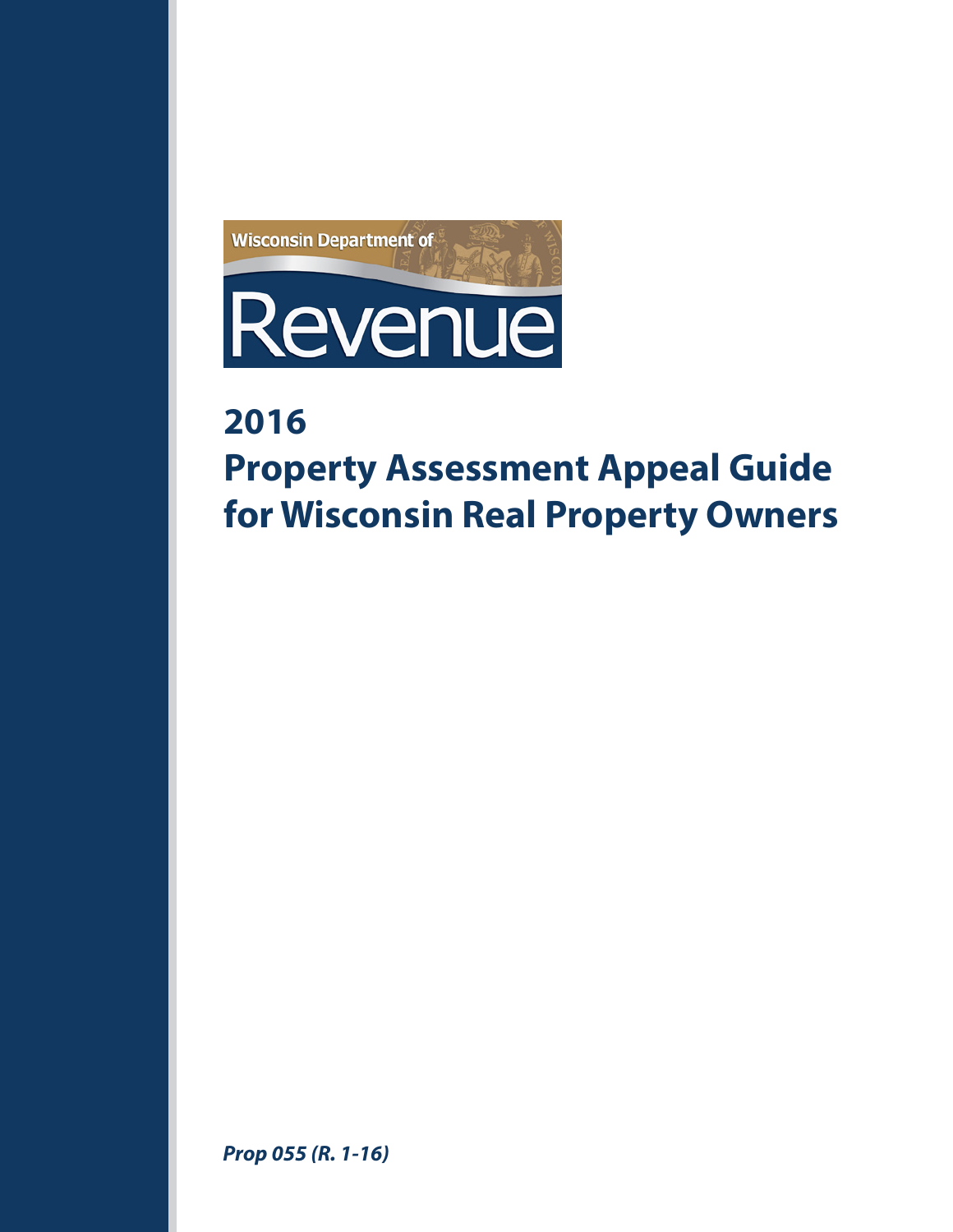Wisconsin Department of

Revenue

# 2016 Property Assessment Appeal Guide for Wisconsin Real Property Owners

***Prop 055 (R. 1-16)***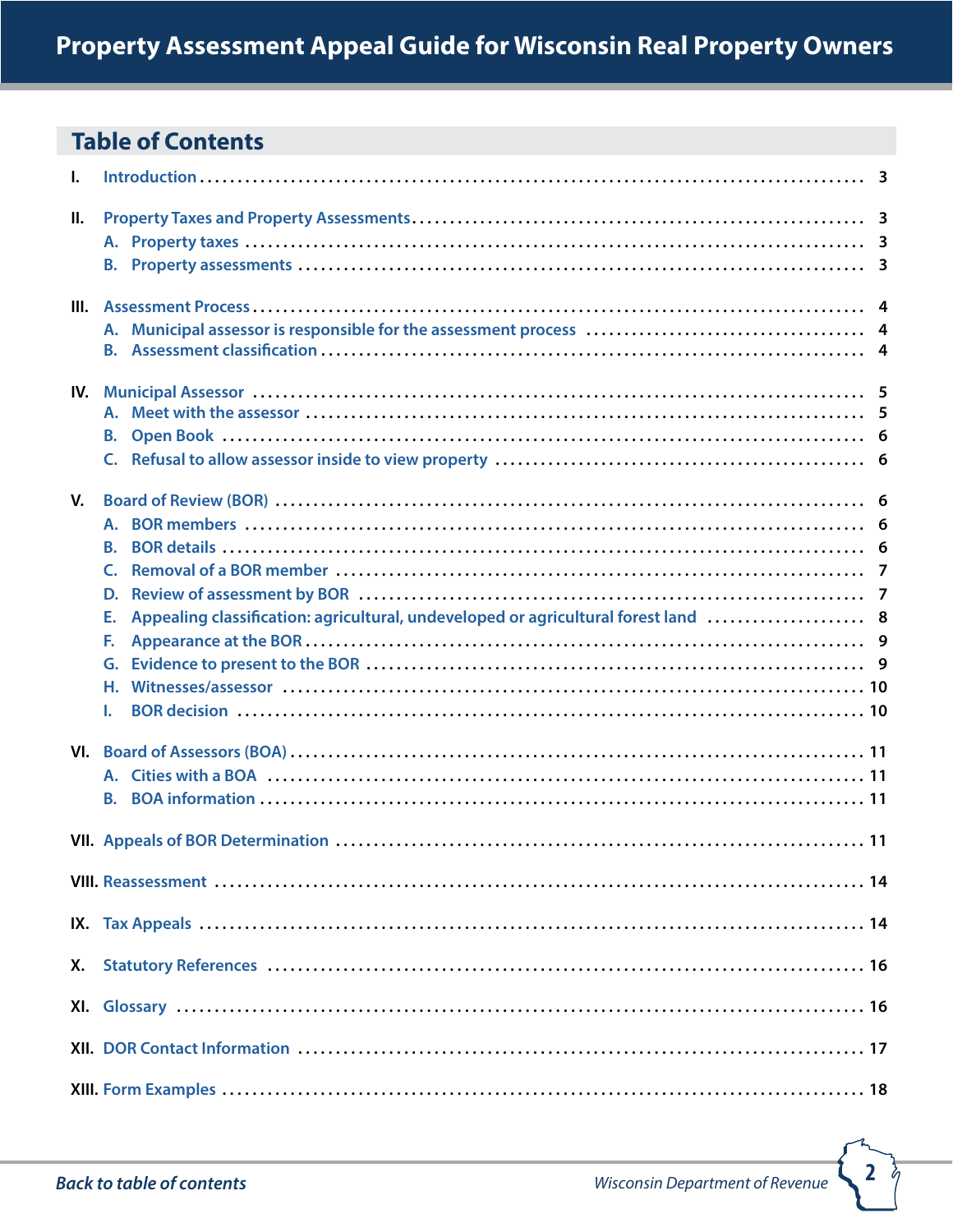# Table of Contents

- I. Introduction ..... 3
- II. Property Taxes and Property Assessments ..... 3
  - A. Property taxes ..... 3
  - B. Property assessments ..... 3
- III. Assessment Process ..... 4
  - A. Municipal assessor is responsible for the assessment process ..... 4
  - B. Assessment classification ..... 4
- IV. Municipal Assessor ..... 5
  - A. Meet with the assessor ..... 5
  - B. Open Book ..... 6
  - C. Refusal to allow assessor inside to view property ..... 6
- V. Board of Review (BOR) ..... 6
  - A. BOR members ..... 6
  - B. BOR details ..... 6
  - C. Removal of a BOR member ..... 7
  - D. Review of assessment by BOR ..... 7
  - E. Appealing classification: agricultural, undeveloped or agricultural forest land ..... 8
  - F. Appearance at the BOR ..... 9
  - G. Evidence to present to the BOR ..... 9
  - H. Witnesses/assessor ..... 10
  - I. BOR decision ..... 10
- VI. Board of Assessors (BOA) ..... 11
  - A. Cities with a BOA ..... 11
  - B. BOA information ..... 11
- VII. Appeals of BOR Determination ..... 11
- VIII. Reassessment ..... 14
- IX. Tax Appeals ..... 14
- X. Statutory References ..... 16
- XI. Glossary ..... 16
- XII. DOR Contact Information ..... 17
- XIII. Form Examples ..... 18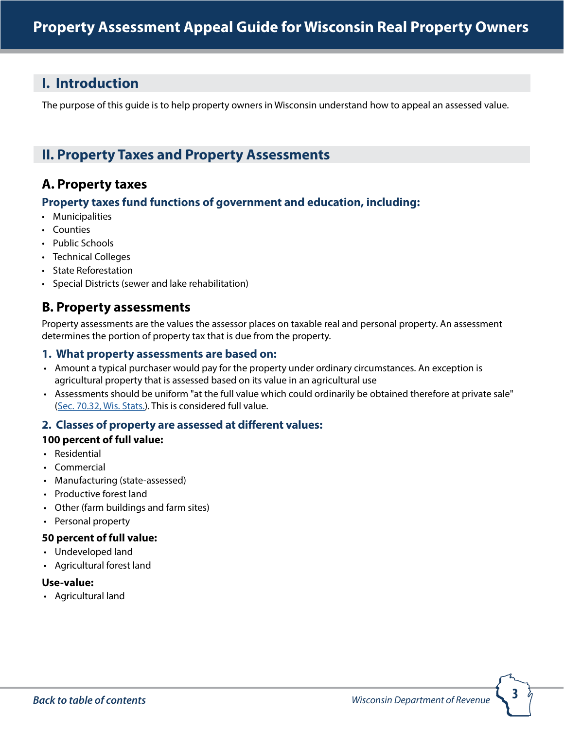# Property Assessment Appeal Guide for Wisconsin Real Property Owners

## I. Introduction

The purpose of this guide is to help property owners in Wisconsin understand how to appeal an assessed value.

## II. Property Taxes and Property Assessments

### A. Property taxes

#### Property taxes fund functions of government and education, including:

- Municipalities
- Counties
- Public Schools
- Technical Colleges
- State Reforestation
- Special Districts (sewer and lake rehabilitation)

### B. Property assessments

Property assessments are the values the assessor places on taxable real and personal property. An assessment determines the portion of property tax that is due from the property.

#### 1. What property assessments are based on:

- Amount a typical purchaser would pay for the property under ordinary circumstances. An exception is agricultural property that is assessed based on its value in an agricultural use
- Assessments should be uniform "at the full value which could ordinarily be obtained therefore at private sale" (Sec. 70.32, Wis. Stats.). This is considered full value.

#### 2. Classes of property are assessed at different values:

**100 percent of full value:**

- Residential
- Commercial
- Manufacturing (state-assessed)
- Productive forest land
- Other (farm buildings and farm sites)
- Personal property

**50 percent of full value:**

- Undeveloped land
- Agricultural forest land

**Use-value:**

- Agricultural land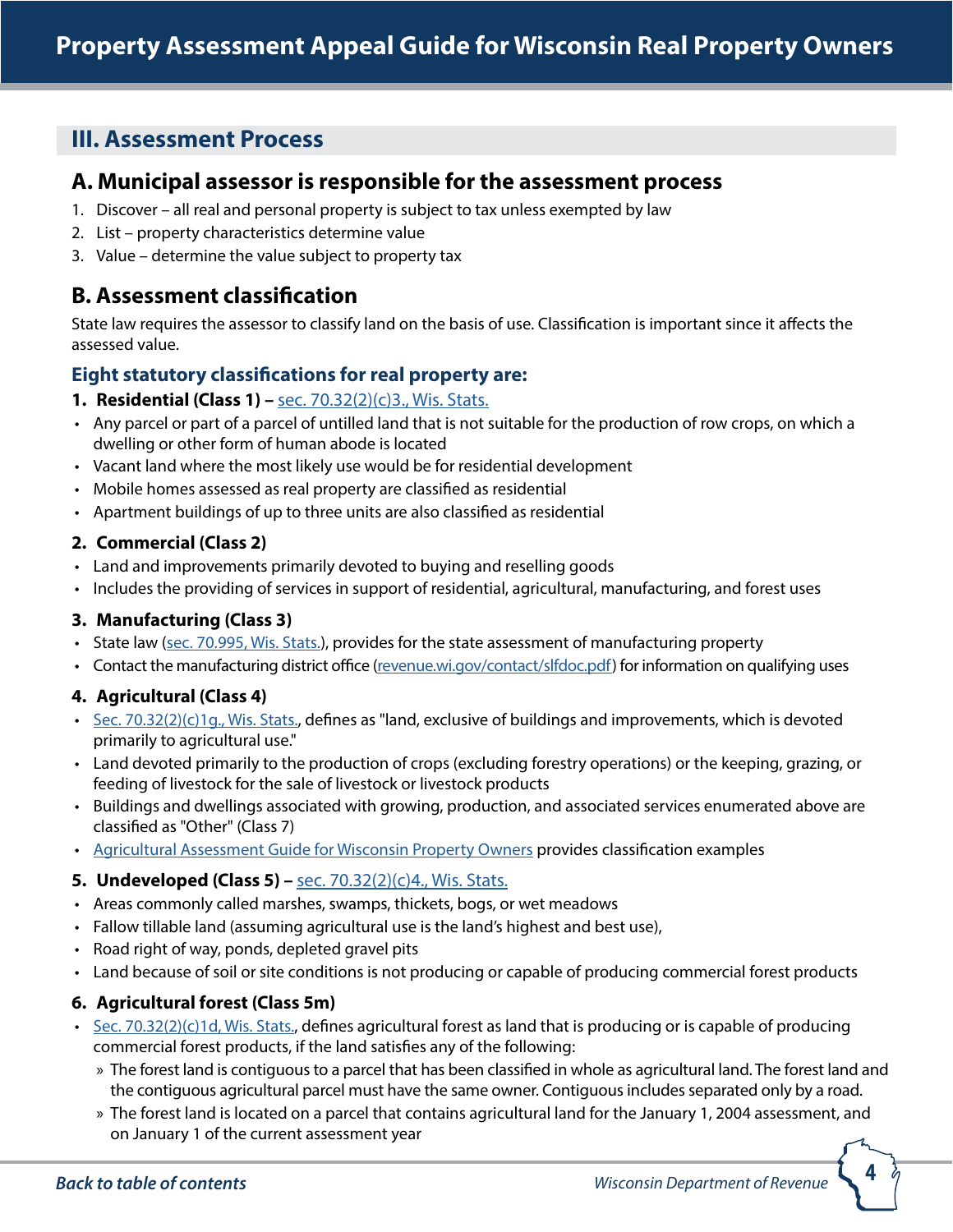## III. Assessment Process

### A. Municipal assessor is responsible for the assessment process

1. Discover – all real and personal property is subject to tax unless exempted by law
2. List – property characteristics determine value
3. Value – determine the value subject to property tax

### B. Assessment classification

State law requires the assessor to classify land on the basis of use. Classification is important since it affects the assessed value.

#### Eight statutory classifications for real property are:

**1. Residential (Class 1) –** sec. 70.32(2)(c)3., Wis. Stats.

- Any parcel or part of a parcel of untilled land that is not suitable for the production of row crops, on which a dwelling or other form of human abode is located
- Vacant land where the most likely use would be for residential development
- Mobile homes assessed as real property are classified as residential
- Apartment buildings of up to three units are also classified as residential

**2. Commercial (Class 2)**

- Land and improvements primarily devoted to buying and reselling goods
- Includes the providing of services in support of residential, agricultural, manufacturing, and forest uses

**3. Manufacturing (Class 3)**

- State law (sec. 70.995, Wis. Stats.), provides for the state assessment of manufacturing property
- Contact the manufacturing district office (revenue.wi.gov/contact/slfdoc.pdf) for information on qualifying uses

**4. Agricultural (Class 4)**

- Sec. 70.32(2)(c)1g., Wis. Stats., defines as "land, exclusive of buildings and improvements, which is devoted primarily to agricultural use."
- Land devoted primarily to the production of crops (excluding forestry operations) or the keeping, grazing, or feeding of livestock for the sale of livestock or livestock products
- Buildings and dwellings associated with growing, production, and associated services enumerated above are classified as "Other" (Class 7)
- Agricultural Assessment Guide for Wisconsin Property Owners provides classification examples

**5. Undeveloped (Class 5) –** sec. 70.32(2)(c)4., Wis. Stats.

- Areas commonly called marshes, swamps, thickets, bogs, or wet meadows
- Fallow tillable land (assuming agricultural use is the land's highest and best use),
- Road right of way, ponds, depleted gravel pits
- Land because of soil or site conditions is not producing or capable of producing commercial forest products

**6. Agricultural forest (Class 5m)**

- Sec. 70.32(2)(c)1d, Wis. Stats., defines agricultural forest as land that is producing or is capable of producing commercial forest products, if the land satisfies any of the following:
  - The forest land is contiguous to a parcel that has been classified in whole as agricultural land. The forest land and the contiguous agricultural parcel must have the same owner. Contiguous includes separated only by a road.
  - The forest land is located on a parcel that contains agricultural land for the January 1, 2004 assessment, and on January 1 of the current assessment year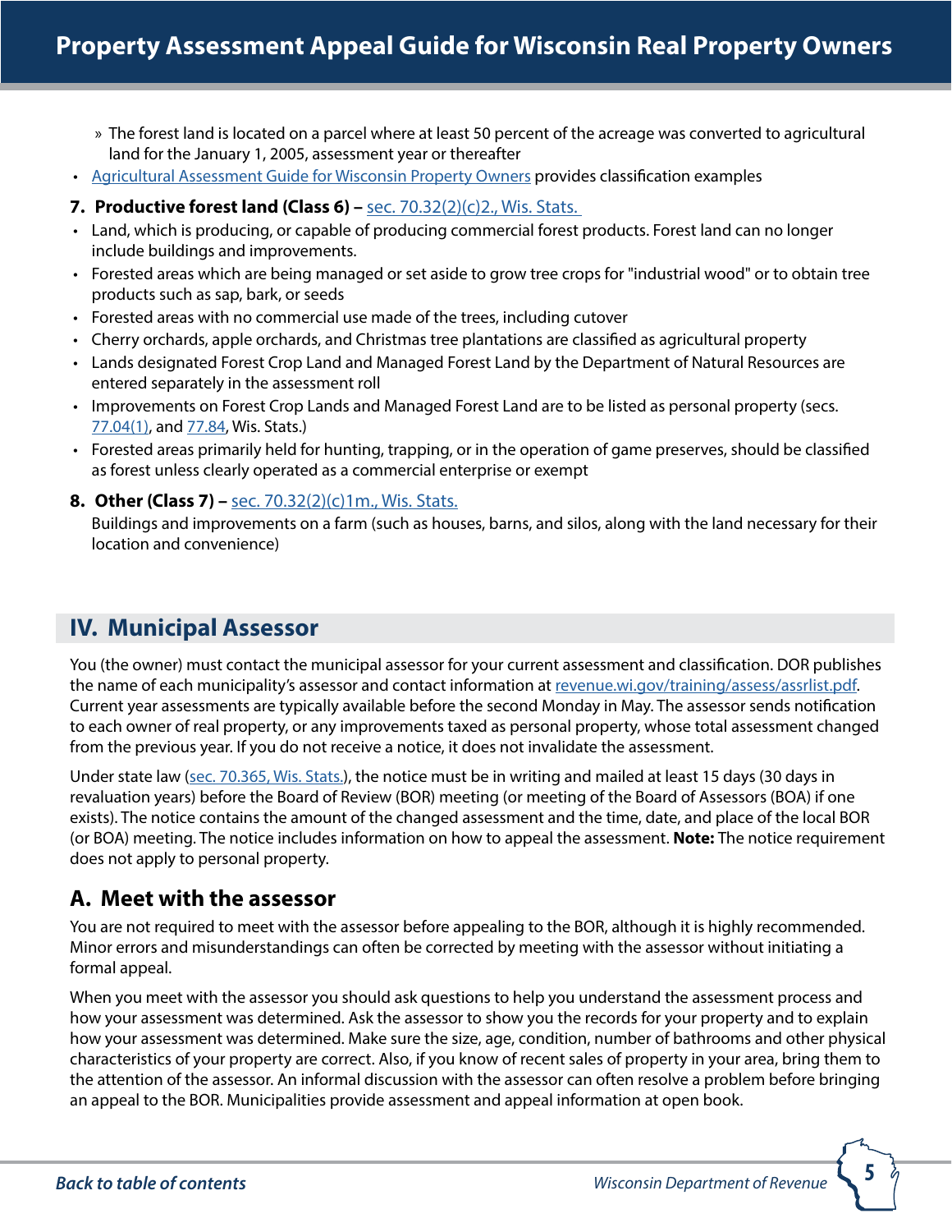- The forest land is located on a parcel where at least 50 percent of the acreage was converted to agricultural land for the January 1, 2005, assessment year or thereafter
- [Agricultural Assessment Guide for Wisconsin Property Owners](#) provides classification examples

**7. Productive forest land (Class 6) –** [sec. 70.32(2)(c)2., Wis. Stats.](#)

- Land, which is producing, or capable of producing commercial forest products. Forest land can no longer include buildings and improvements.
- Forested areas which are being managed or set aside to grow tree crops for "industrial wood" or to obtain tree products such as sap, bark, or seeds
- Forested areas with no commercial use made of the trees, including cutover
- Cherry orchards, apple orchards, and Christmas tree plantations are classified as agricultural property
- Lands designated Forest Crop Land and Managed Forest Land by the Department of Natural Resources are entered separately in the assessment roll
- Improvements on Forest Crop Lands and Managed Forest Land are to be listed as personal property (secs. [77.04(1)](#), and [77.84](#), Wis. Stats.)
- Forested areas primarily held for hunting, trapping, or in the operation of game preserves, should be classified as forest unless clearly operated as a commercial enterprise or exempt

**8. Other (Class 7) –** [sec. 70.32(2)(c)1m., Wis. Stats.](#)

Buildings and improvements on a farm (such as houses, barns, and silos, along with the land necessary for their location and convenience)

## IV. Municipal Assessor

You (the owner) must contact the municipal assessor for your current assessment and classification. DOR publishes the name of each municipality's assessor and contact information at [revenue.wi.gov/training/assess/assrlist.pdf](#). Current year assessments are typically available before the second Monday in May. The assessor sends notification to each owner of real property, or any improvements taxed as personal property, whose total assessment changed from the previous year. If you do not receive a notice, it does not invalidate the assessment.

Under state law ([sec. 70.365, Wis. Stats.](#)), the notice must be in writing and mailed at least 15 days (30 days in revaluation years) before the Board of Review (BOR) meeting (or meeting of the Board of Assessors (BOA) if one exists). The notice contains the amount of the changed assessment and the time, date, and place of the local BOR (or BOA) meeting. The notice includes information on how to appeal the assessment. **Note:** The notice requirement does not apply to personal property.

### A. Meet with the assessor

You are not required to meet with the assessor before appealing to the BOR, although it is highly recommended. Minor errors and misunderstandings can often be corrected by meeting with the assessor without initiating a formal appeal.

When you meet with the assessor you should ask questions to help you understand the assessment process and how your assessment was determined. Ask the assessor to show you the records for your property and to explain how your assessment was determined. Make sure the size, age, condition, number of bathrooms and other physical characteristics of your property are correct. Also, if you know of recent sales of property in your area, bring them to the attention of the assessor. An informal discussion with the assessor can often resolve a problem before bringing an appeal to the BOR. Municipalities provide assessment and appeal information at open book.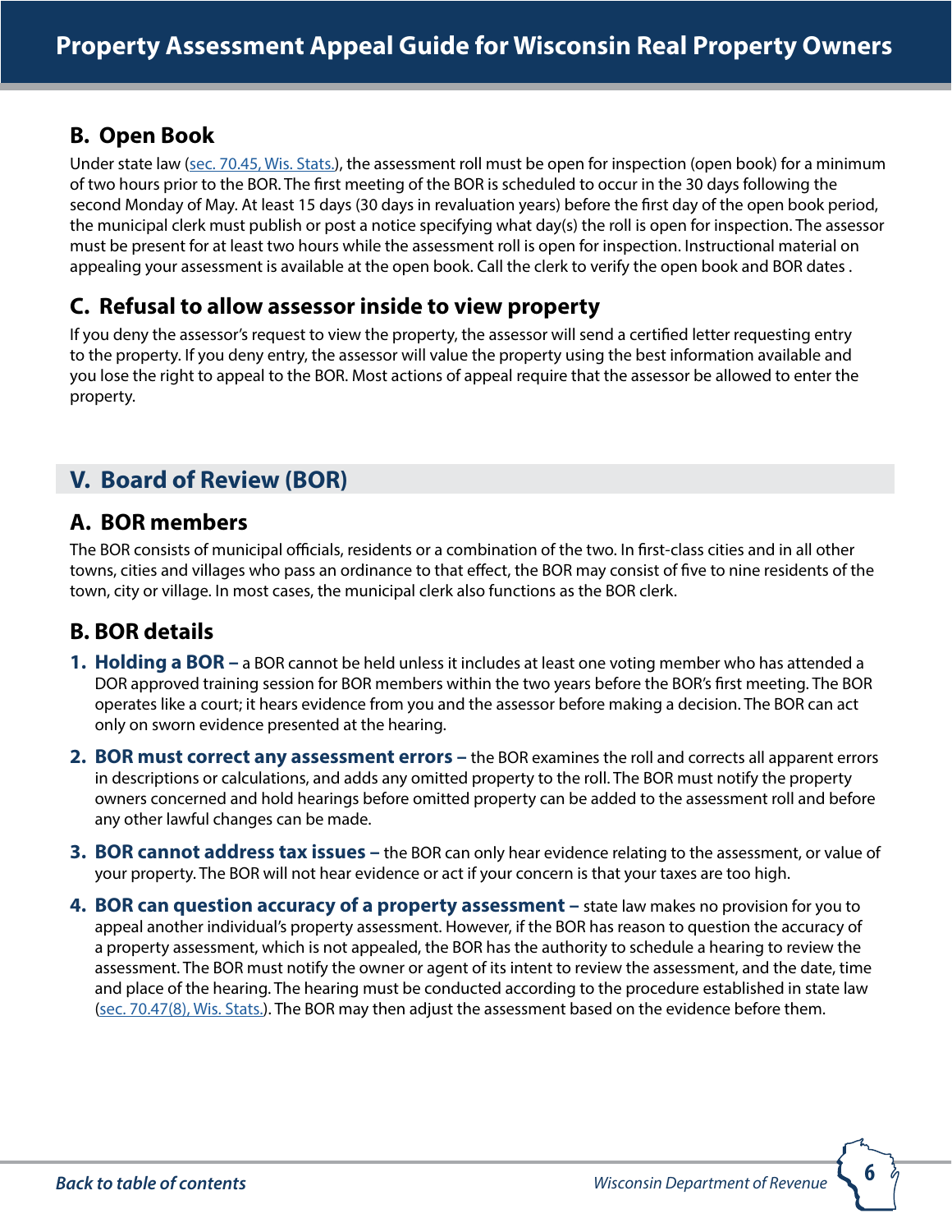## B. Open Book

Under state law ([sec. 70.45, Wis. Stats.]), the assessment roll must be open for inspection (open book) for a minimum of two hours prior to the BOR. The first meeting of the BOR is scheduled to occur in the 30 days following the second Monday of May. At least 15 days (30 days in revaluation years) before the first day of the open book period, the municipal clerk must publish or post a notice specifying what day(s) the roll is open for inspection. The assessor must be present for at least two hours while the assessment roll is open for inspection. Instructional material on appealing your assessment is available at the open book. Call the clerk to verify the open book and BOR dates .

## C. Refusal to allow assessor inside to view property

If you deny the assessor's request to view the property, the assessor will send a certified letter requesting entry to the property. If you deny entry, the assessor will value the property using the best information available and you lose the right to appeal to the BOR. Most actions of appeal require that the assessor be allowed to enter the property.

# V. Board of Review (BOR)

## A. BOR members

The BOR consists of municipal officials, residents or a combination of the two. In first-class cities and in all other towns, cities and villages who pass an ordinance to that effect, the BOR may consist of five to nine residents of the town, city or village. In most cases, the municipal clerk also functions as the BOR clerk.

## B. BOR details

1. **Holding a BOR –** a BOR cannot be held unless it includes at least one voting member who has attended a DOR approved training session for BOR members within the two years before the BOR's first meeting. The BOR operates like a court; it hears evidence from you and the assessor before making a decision. The BOR can act only on sworn evidence presented at the hearing.
2. **BOR must correct any assessment errors –** the BOR examines the roll and corrects all apparent errors in descriptions or calculations, and adds any omitted property to the roll. The BOR must notify the property owners concerned and hold hearings before omitted property can be added to the assessment roll and before any other lawful changes can be made.
3. **BOR cannot address tax issues –** the BOR can only hear evidence relating to the assessment, or value of your property. The BOR will not hear evidence or act if your concern is that your taxes are too high.
4. **BOR can question accuracy of a property assessment –** state law makes no provision for you to appeal another individual's property assessment. However, if the BOR has reason to question the accuracy of a property assessment, which is not appealed, the BOR has the authority to schedule a hearing to review the assessment. The BOR must notify the owner or agent of its intent to review the assessment, and the date, time and place of the hearing. The hearing must be conducted according to the procedure established in state law ([sec. 70.47(8), Wis. Stats.]). The BOR may then adjust the assessment based on the evidence before them.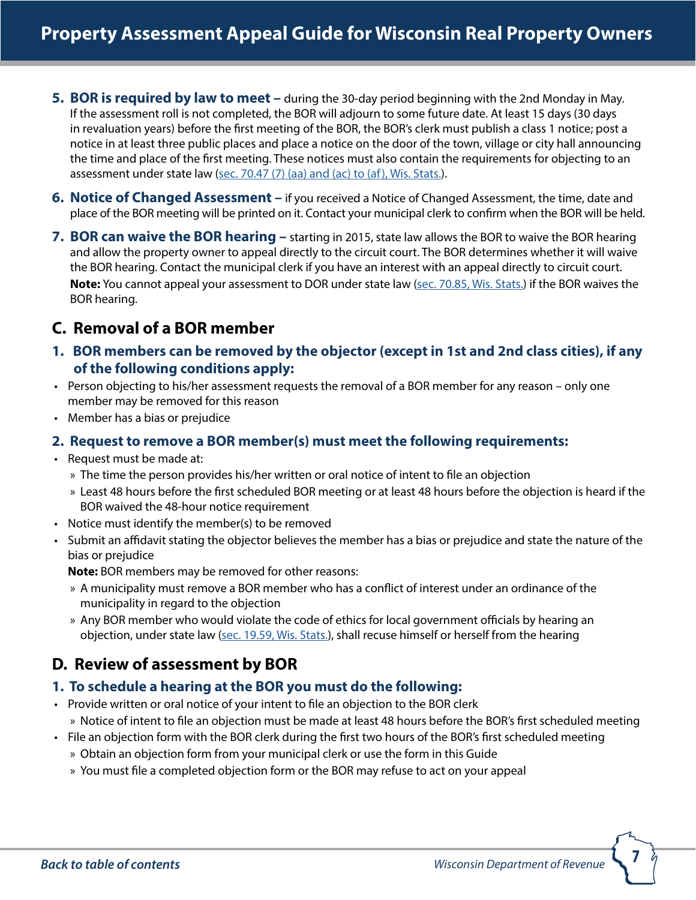5. **BOR is required by law to meet –** during the 30-day period beginning with the 2nd Monday in May. If the assessment roll is not completed, the BOR will adjourn to some future date. At least 15 days (30 days in revaluation years) before the first meeting of the BOR, the BOR's clerk must publish a class 1 notice; post a notice in at least three public places and place a notice on the door of the town, village or city hall announcing the time and place of the first meeting. These notices must also contain the requirements for objecting to an assessment under state law (sec. 70.47 (7) (aa) and (ac) to (af), Wis. Stats.).

6. **Notice of Changed Assessment –** if you received a Notice of Changed Assessment, the time, date and place of the BOR meeting will be printed on it. Contact your municipal clerk to confirm when the BOR will be held.

7. **BOR can waive the BOR hearing –** starting in 2015, state law allows the BOR to waive the BOR hearing and allow the property owner to appeal directly to the circuit court. The BOR determines whether it will waive the BOR hearing. Contact the municipal clerk if you have an interest with an appeal directly to circuit court.
   **Note:** You cannot appeal your assessment to DOR under state law (sec. 70.85, Wis. Stats.) if the BOR waives the BOR hearing.

## C. Removal of a BOR member

### 1. BOR members can be removed by the objector (except in 1st and 2nd class cities), if any of the following conditions apply:

- Person objecting to his/her assessment requests the removal of a BOR member for any reason – only one member may be removed for this reason
- Member has a bias or prejudice

### 2. Request to remove a BOR member(s) must meet the following requirements:

- Request must be made at:
  - The time the person provides his/her written or oral notice of intent to file an objection
  - Least 48 hours before the first scheduled BOR meeting or at least 48 hours before the objection is heard if the BOR waived the 48-hour notice requirement
- Notice must identify the member(s) to be removed
- Submit an affidavit stating the objector believes the member has a bias or prejudice and state the nature of the bias or prejudice

  **Note:** BOR members may be removed for other reasons:
  - A municipality must remove a BOR member who has a conflict of interest under an ordinance of the municipality in regard to the objection
  - Any BOR member who would violate the code of ethics for local government officials by hearing an objection, under state law (sec. 19.59, Wis. Stats.), shall recuse himself or herself from the hearing

## D. Review of assessment by BOR

### 1. To schedule a hearing at the BOR you must do the following:

- Provide written or oral notice of your intent to file an objection to the BOR clerk
  - Notice of intent to file an objection must be made at least 48 hours before the BOR's first scheduled meeting
- File an objection form with the BOR clerk during the first two hours of the BOR's first scheduled meeting
  - Obtain an objection form from your municipal clerk or use the form in this Guide
  - You must file a completed objection form or the BOR may refuse to act on your appeal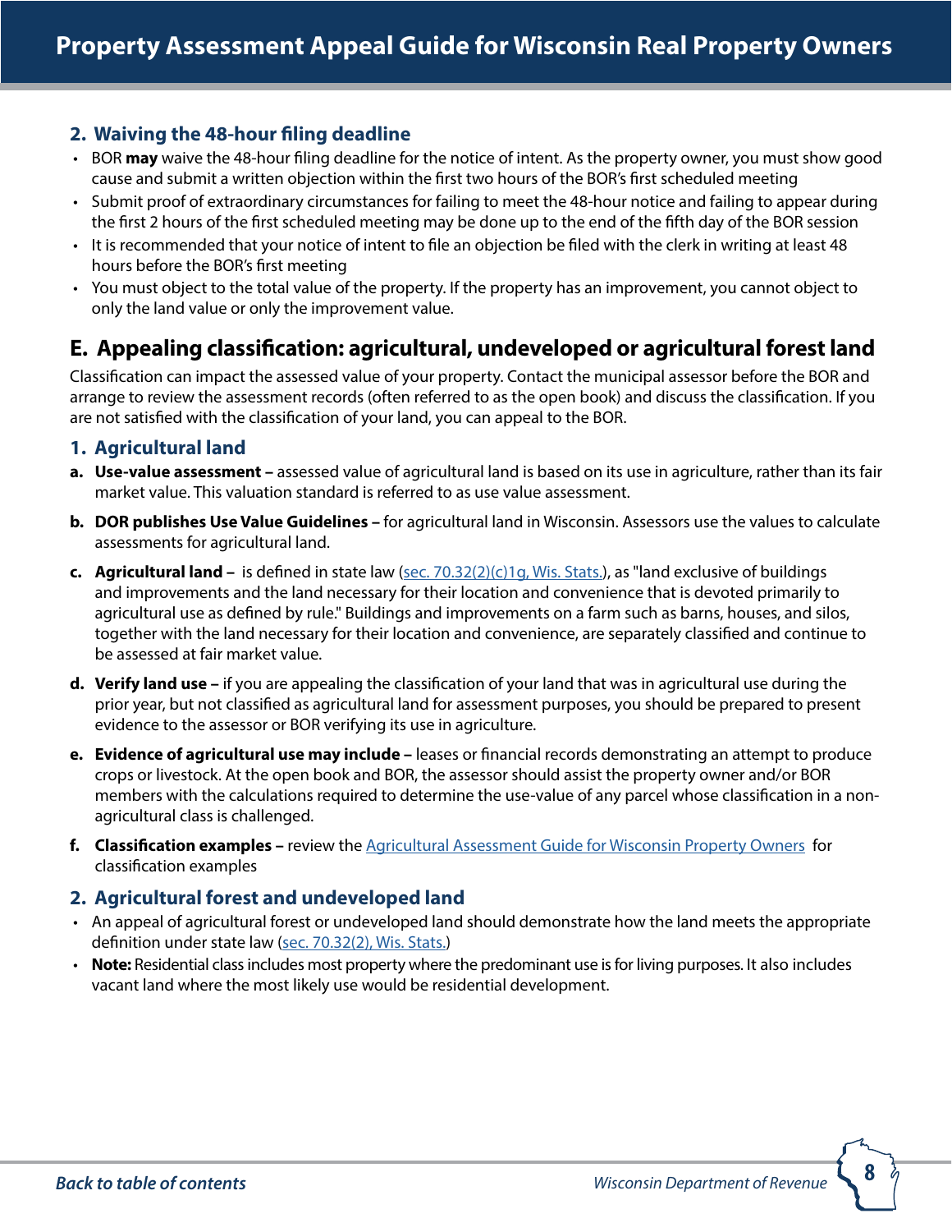### 2. Waiving the 48-hour filing deadline

- BOR **may** waive the 48-hour filing deadline for the notice of intent. As the property owner, you must show good cause and submit a written objection within the first two hours of the BOR's first scheduled meeting
- Submit proof of extraordinary circumstances for failing to meet the 48-hour notice and failing to appear during the first 2 hours of the first scheduled meeting may be done up to the end of the fifth day of the BOR session
- It is recommended that your notice of intent to file an objection be filed with the clerk in writing at least 48 hours before the BOR's first meeting
- You must object to the total value of the property. If the property has an improvement, you cannot object to only the land value or only the improvement value.

## E. Appealing classification: agricultural, undeveloped or agricultural forest land

Classification can impact the assessed value of your property. Contact the municipal assessor before the BOR and arrange to review the assessment records (often referred to as the open book) and discuss the classification. If you are not satisfied with the classification of your land, you can appeal to the BOR.

### 1. Agricultural land

a. **Use-value assessment –** assessed value of agricultural land is based on its use in agriculture, rather than its fair market value. This valuation standard is referred to as use value assessment.

b. **DOR publishes Use Value Guidelines –** for agricultural land in Wisconsin. Assessors use the values to calculate assessments for agricultural land.

c. **Agricultural land –** is defined in state law (sec. 70.32(2)(c)1g, Wis. Stats.), as "land exclusive of buildings and improvements and the land necessary for their location and convenience that is devoted primarily to agricultural use as defined by rule." Buildings and improvements on a farm such as barns, houses, and silos, together with the land necessary for their location and convenience, are separately classified and continue to be assessed at fair market value.

d. **Verify land use –** if you are appealing the classification of your land that was in agricultural use during the prior year, but not classified as agricultural land for assessment purposes, you should be prepared to present evidence to the assessor or BOR verifying its use in agriculture.

e. **Evidence of agricultural use may include –** leases or financial records demonstrating an attempt to produce crops or livestock. At the open book and BOR, the assessor should assist the property owner and/or BOR members with the calculations required to determine the use-value of any parcel whose classification in a non-agricultural class is challenged.

f. **Classification examples –** review the Agricultural Assessment Guide for Wisconsin Property Owners for classification examples

### 2. Agricultural forest and undeveloped land

- An appeal of agricultural forest or undeveloped land should demonstrate how the land meets the appropriate definition under state law (sec. 70.32(2), Wis. Stats.)
- **Note:** Residential class includes most property where the predominant use is for living purposes. It also includes vacant land where the most likely use would be residential development.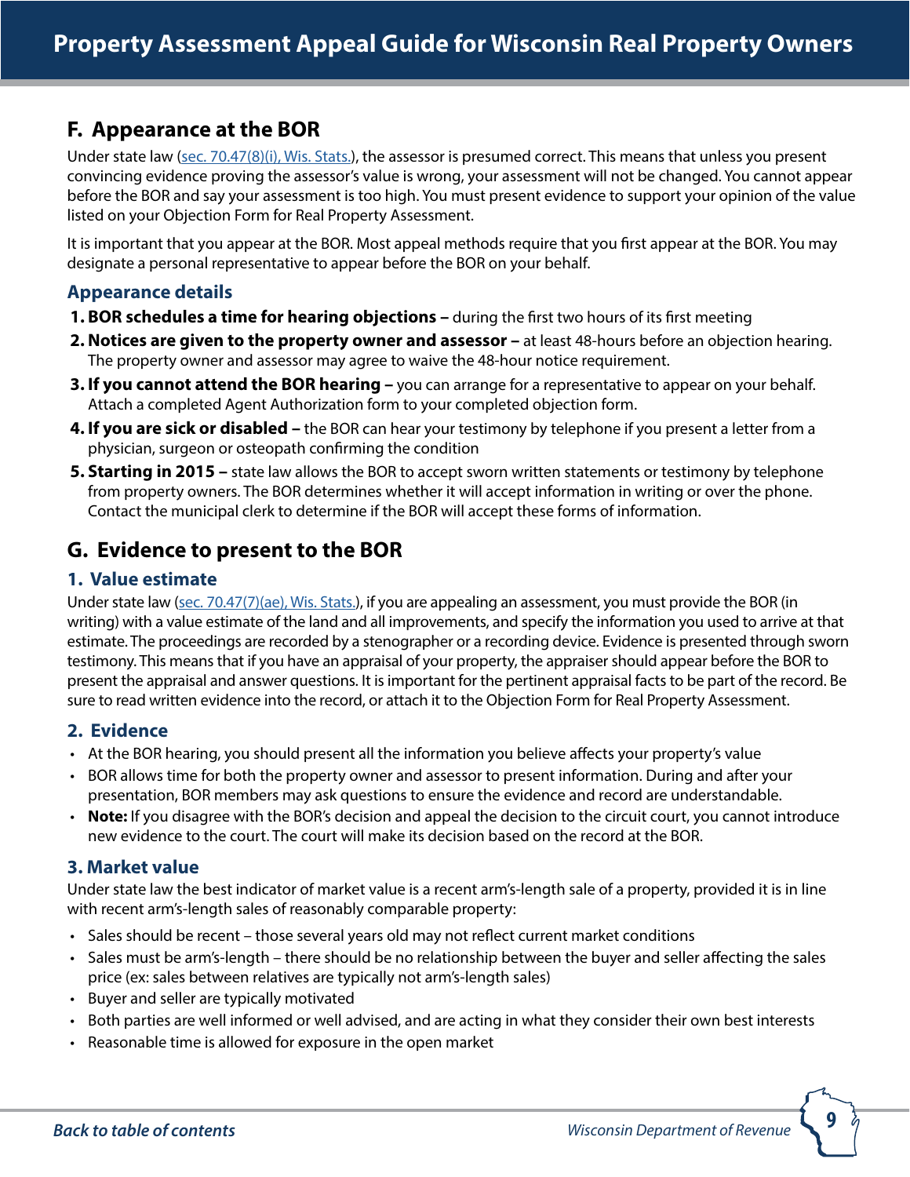## F. Appearance at the BOR

Under state law (sec. 70.47(8)(i), Wis. Stats.), the assessor is presumed correct. This means that unless you present convincing evidence proving the assessor's value is wrong, your assessment will not be changed. You cannot appear before the BOR and say your assessment is too high. You must present evidence to support your opinion of the value listed on your Objection Form for Real Property Assessment.

It is important that you appear at the BOR. Most appeal methods require that you first appear at the BOR. You may designate a personal representative to appear before the BOR on your behalf.

### Appearance details

1. **BOR schedules a time for hearing objections –** during the first two hours of its first meeting
2. **Notices are given to the property owner and assessor –** at least 48-hours before an objection hearing. The property owner and assessor may agree to waive the 48-hour notice requirement.
3. **If you cannot attend the BOR hearing –** you can arrange for a representative to appear on your behalf. Attach a completed Agent Authorization form to your completed objection form.
4. **If you are sick or disabled –** the BOR can hear your testimony by telephone if you present a letter from a physician, surgeon or osteopath confirming the condition
5. **Starting in 2015 –** state law allows the BOR to accept sworn written statements or testimony by telephone from property owners. The BOR determines whether it will accept information in writing or over the phone. Contact the municipal clerk to determine if the BOR will accept these forms of information.

## G. Evidence to present to the BOR

### 1. Value estimate

Under state law (sec. 70.47(7)(ae), Wis. Stats.), if you are appealing an assessment, you must provide the BOR (in writing) with a value estimate of the land and all improvements, and specify the information you used to arrive at that estimate. The proceedings are recorded by a stenographer or a recording device. Evidence is presented through sworn testimony. This means that if you have an appraisal of your property, the appraiser should appear before the BOR to present the appraisal and answer questions. It is important for the pertinent appraisal facts to be part of the record. Be sure to read written evidence into the record, or attach it to the Objection Form for Real Property Assessment.

### 2. Evidence

- At the BOR hearing, you should present all the information you believe affects your property's value
- BOR allows time for both the property owner and assessor to present information. During and after your presentation, BOR members may ask questions to ensure the evidence and record are understandable.
- **Note:** If you disagree with the BOR's decision and appeal the decision to the circuit court, you cannot introduce new evidence to the court. The court will make its decision based on the record at the BOR.

### 3. Market value

Under state law the best indicator of market value is a recent arm's-length sale of a property, provided it is in line with recent arm's-length sales of reasonably comparable property:

- Sales should be recent – those several years old may not reflect current market conditions
- Sales must be arm's-length – there should be no relationship between the buyer and seller affecting the sales price (ex: sales between relatives are typically not arm's-length sales)
- Buyer and seller are typically motivated
- Both parties are well informed or well advised, and are acting in what they consider their own best interests
- Reasonable time is allowed for exposure in the open market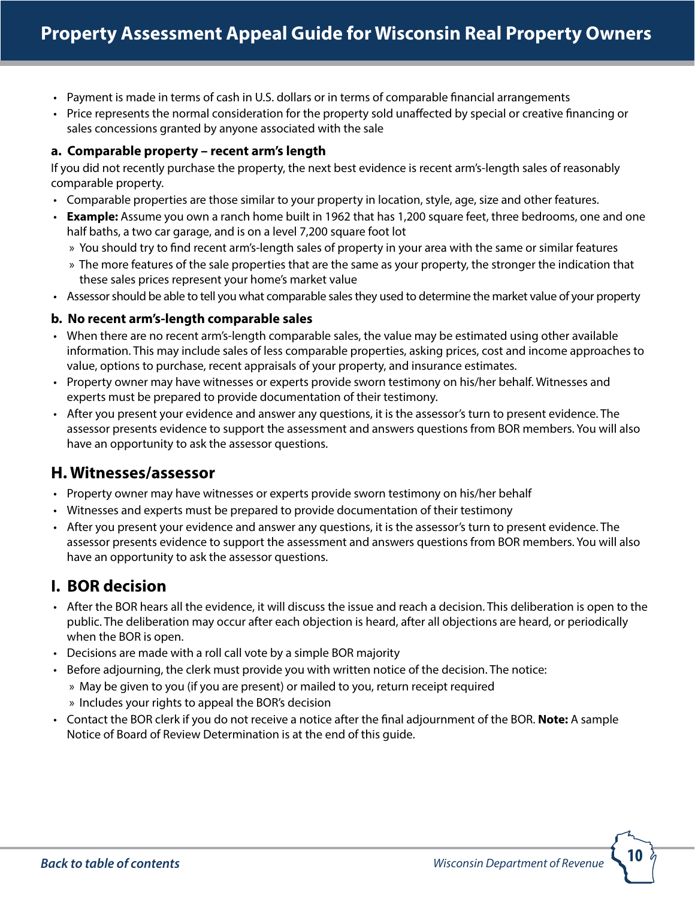- Payment is made in terms of cash in U.S. dollars or in terms of comparable financial arrangements
- Price represents the normal consideration for the property sold unaffected by special or creative financing or sales concessions granted by anyone associated with the sale

#### a. Comparable property – recent arm's length

If you did not recently purchase the property, the next best evidence is recent arm's-length sales of reasonably comparable property.

- Comparable properties are those similar to your property in location, style, age, size and other features.
- **Example:** Assume you own a ranch home built in 1962 that has 1,200 square feet, three bedrooms, one and one half baths, a two car garage, and is on a level 7,200 square foot lot
  - You should try to find recent arm's-length sales of property in your area with the same or similar features
  - The more features of the sale properties that are the same as your property, the stronger the indication that these sales prices represent your home's market value
- Assessor should be able to tell you what comparable sales they used to determine the market value of your property

#### b. No recent arm's-length comparable sales

- When there are no recent arm's-length comparable sales, the value may be estimated using other available information. This may include sales of less comparable properties, asking prices, cost and income approaches to value, options to purchase, recent appraisals of your property, and insurance estimates.
- Property owner may have witnesses or experts provide sworn testimony on his/her behalf. Witnesses and experts must be prepared to provide documentation of their testimony.
- After you present your evidence and answer any questions, it is the assessor's turn to present evidence. The assessor presents evidence to support the assessment and answers questions from BOR members. You will also have an opportunity to ask the assessor questions.

## H. Witnesses/assessor

- Property owner may have witnesses or experts provide sworn testimony on his/her behalf
- Witnesses and experts must be prepared to provide documentation of their testimony
- After you present your evidence and answer any questions, it is the assessor's turn to present evidence. The assessor presents evidence to support the assessment and answers questions from BOR members. You will also have an opportunity to ask the assessor questions.

## I. BOR decision

- After the BOR hears all the evidence, it will discuss the issue and reach a decision. This deliberation is open to the public. The deliberation may occur after each objection is heard, after all objections are heard, or periodically when the BOR is open.
- Decisions are made with a roll call vote by a simple BOR majority
- Before adjourning, the clerk must provide you with written notice of the decision. The notice:
  - May be given to you (if you are present) or mailed to you, return receipt required
  - Includes your rights to appeal the BOR's decision
- Contact the BOR clerk if you do not receive a notice after the final adjournment of the BOR. **Note:** A sample Notice of Board of Review Determination is at the end of this guide.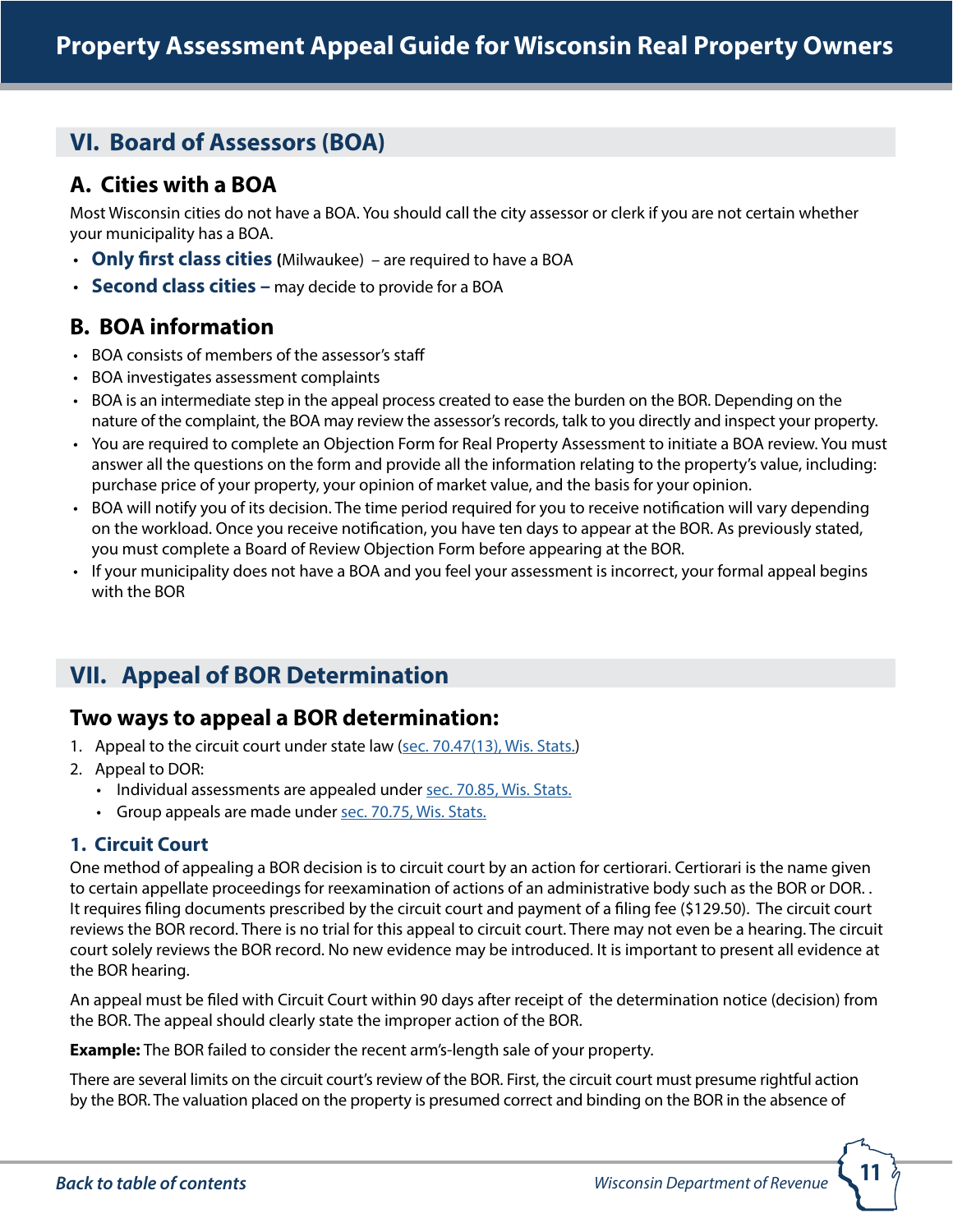## VI. Board of Assessors (BOA)

### A. Cities with a BOA

Most Wisconsin cities do not have a BOA. You should call the city assessor or clerk if you are not certain whether your municipality has a BOA.

- **Only first class cities (**Milwaukee) – are required to have a BOA
- **Second class cities –** may decide to provide for a BOA

### B. BOA information

- BOA consists of members of the assessor's staff
- BOA investigates assessment complaints
- BOA is an intermediate step in the appeal process created to ease the burden on the BOR. Depending on the nature of the complaint, the BOA may review the assessor's records, talk to you directly and inspect your property.
- You are required to complete an Objection Form for Real Property Assessment to initiate a BOA review. You must answer all the questions on the form and provide all the information relating to the property's value, including: purchase price of your property, your opinion of market value, and the basis for your opinion.
- BOA will notify you of its decision. The time period required for you to receive notification will vary depending on the workload. Once you receive notification, you have ten days to appear at the BOR. As previously stated, you must complete a Board of Review Objection Form before appearing at the BOR.
- If your municipality does not have a BOA and you feel your assessment is incorrect, your formal appeal begins with the BOR

## VII. Appeal of BOR Determination

### Two ways to appeal a BOR determination:

1. Appeal to the circuit court under state law (sec. 70.47(13), Wis. Stats.)
2. Appeal to DOR:
   - Individual assessments are appealed under sec. 70.85, Wis. Stats.
   - Group appeals are made under sec. 70.75, Wis. Stats.

#### 1. Circuit Court

One method of appealing a BOR decision is to circuit court by an action for certiorari. Certiorari is the name given to certain appellate proceedings for reexamination of actions of an administrative body such as the BOR or DOR. . It requires filing documents prescribed by the circuit court and payment of a filing fee ($129.50). The circuit court reviews the BOR record. There is no trial for this appeal to circuit court. There may not even be a hearing. The circuit court solely reviews the BOR record. No new evidence may be introduced. It is important to present all evidence at the BOR hearing.

An appeal must be filed with Circuit Court within 90 days after receipt of the determination notice (decision) from the BOR. The appeal should clearly state the improper action of the BOR.

**Example:** The BOR failed to consider the recent arm's-length sale of your property.

There are several limits on the circuit court's review of the BOR. First, the circuit court must presume rightful action by the BOR. The valuation placed on the property is presumed correct and binding on the BOR in the absence of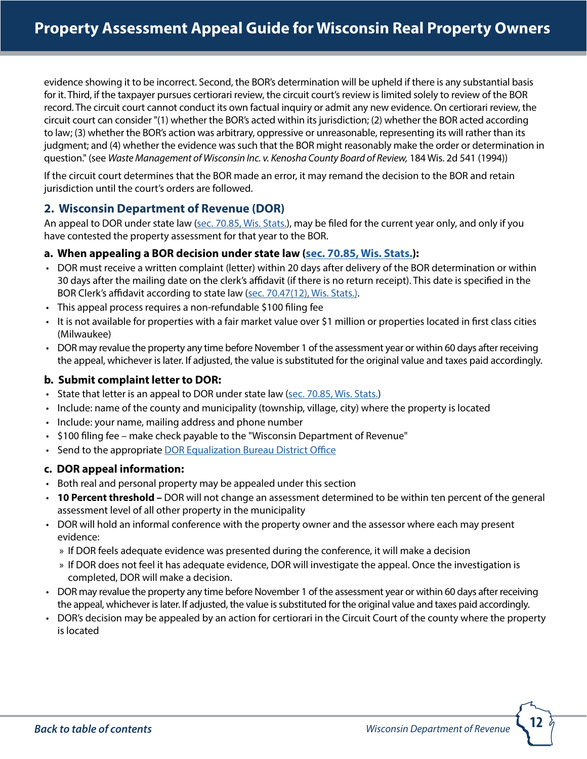evidence showing it to be incorrect. Second, the BOR's determination will be upheld if there is any substantial basis for it. Third, if the taxpayer pursues certiorari review, the circuit court's review is limited solely to review of the BOR record. The circuit court cannot conduct its own factual inquiry or admit any new evidence. On certiorari review, the circuit court can consider "(1) whether the BOR's acted within its jurisdiction; (2) whether the BOR acted according to law; (3) whether the BOR's action was arbitrary, oppressive or unreasonable, representing its will rather than its judgment; and (4) whether the evidence was such that the BOR might reasonably make the order or determination in question." (see *Waste Management of Wisconsin Inc. v. Kenosha County Board of Review,* 184 Wis. 2d 541 (1994))

If the circuit court determines that the BOR made an error, it may remand the decision to the BOR and retain jurisdiction until the court's orders are followed.

## 2. Wisconsin Department of Revenue (DOR)

An appeal to DOR under state law (sec. 70.85, Wis. Stats.), may be filed for the current year only, and only if you have contested the property assessment for that year to the BOR.

### a. When appealing a BOR decision under state law (sec. 70.85, Wis. Stats.):

- DOR must receive a written complaint (letter) within 20 days after delivery of the BOR determination or within 30 days after the mailing date on the clerk's affidavit (if there is no return receipt). This date is specified in the BOR Clerk's affidavit according to state law (sec. 70.47(12), Wis. Stats.).
- This appeal process requires a non-refundable $100 filing fee
- It is not available for properties with a fair market value over $1 million or properties located in first class cities (Milwaukee)
- DOR may revalue the property any time before November 1 of the assessment year or within 60 days after receiving the appeal, whichever is later. If adjusted, the value is substituted for the original value and taxes paid accordingly.

### b. Submit complaint letter to DOR:

- State that letter is an appeal to DOR under state law (sec. 70.85, Wis. Stats.)
- Include: name of the county and municipality (township, village, city) where the property is located
- Include: your name, mailing address and phone number
- $100 filing fee – make check payable to the "Wisconsin Department of Revenue"
- Send to the appropriate DOR Equalization Bureau District Office

### c. DOR appeal information:

- Both real and personal property may be appealed under this section
- **10 Percent threshold –** DOR will not change an assessment determined to be within ten percent of the general assessment level of all other property in the municipality
- DOR will hold an informal conference with the property owner and the assessor where each may present evidence:
  - If DOR feels adequate evidence was presented during the conference, it will make a decision
  - If DOR does not feel it has adequate evidence, DOR will investigate the appeal. Once the investigation is completed, DOR will make a decision.
- DOR may revalue the property any time before November 1 of the assessment year or within 60 days after receiving the appeal, whichever is later. If adjusted, the value is substituted for the original value and taxes paid accordingly.
- DOR's decision may be appealed by an action for certiorari in the Circuit Court of the county where the property is located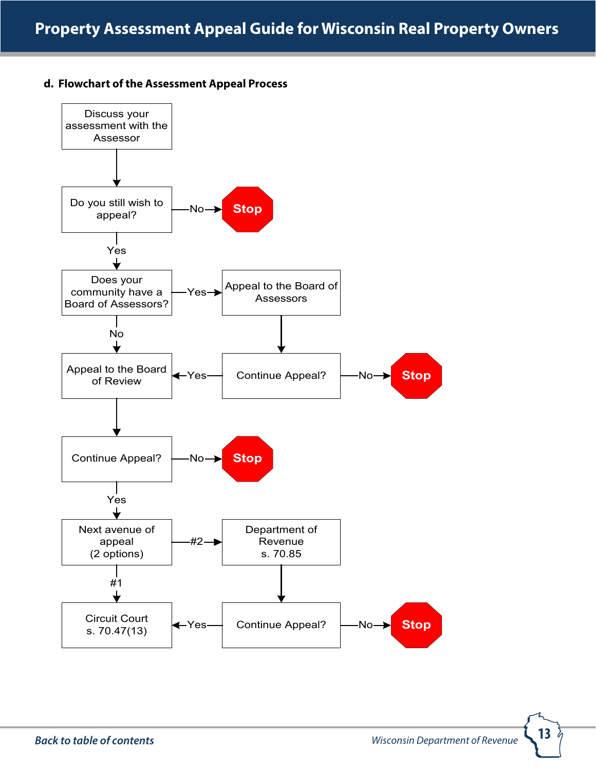### d. Flowchart of the Assessment Appeal Process

- Discuss your assessment with the Assessor
  - ↓
- Do you still wish to appeal?
  - No → **Stop**
  - Yes ↓
- Does your community have a Board of Assessors?
  - Yes → Appeal to the Board of Assessors
    - ↓
    - Continue Appeal?
      - No → **Stop**
      - Yes → Appeal to the Board of Review
  - No ↓
- Appeal to the Board of Review
  - ↓
- Continue Appeal?
  - No → **Stop**
  - Yes ↓
- Next avenue of appeal (2 options)
  - #2 → Department of Revenue s. 70.85
    - ↓
    - Continue Appeal?
      - No → **Stop**
      - Yes → Circuit Court s. 70.47(13)
  - #1 ↓
- Circuit Court s. 70.47(13)

*Back to table of contents*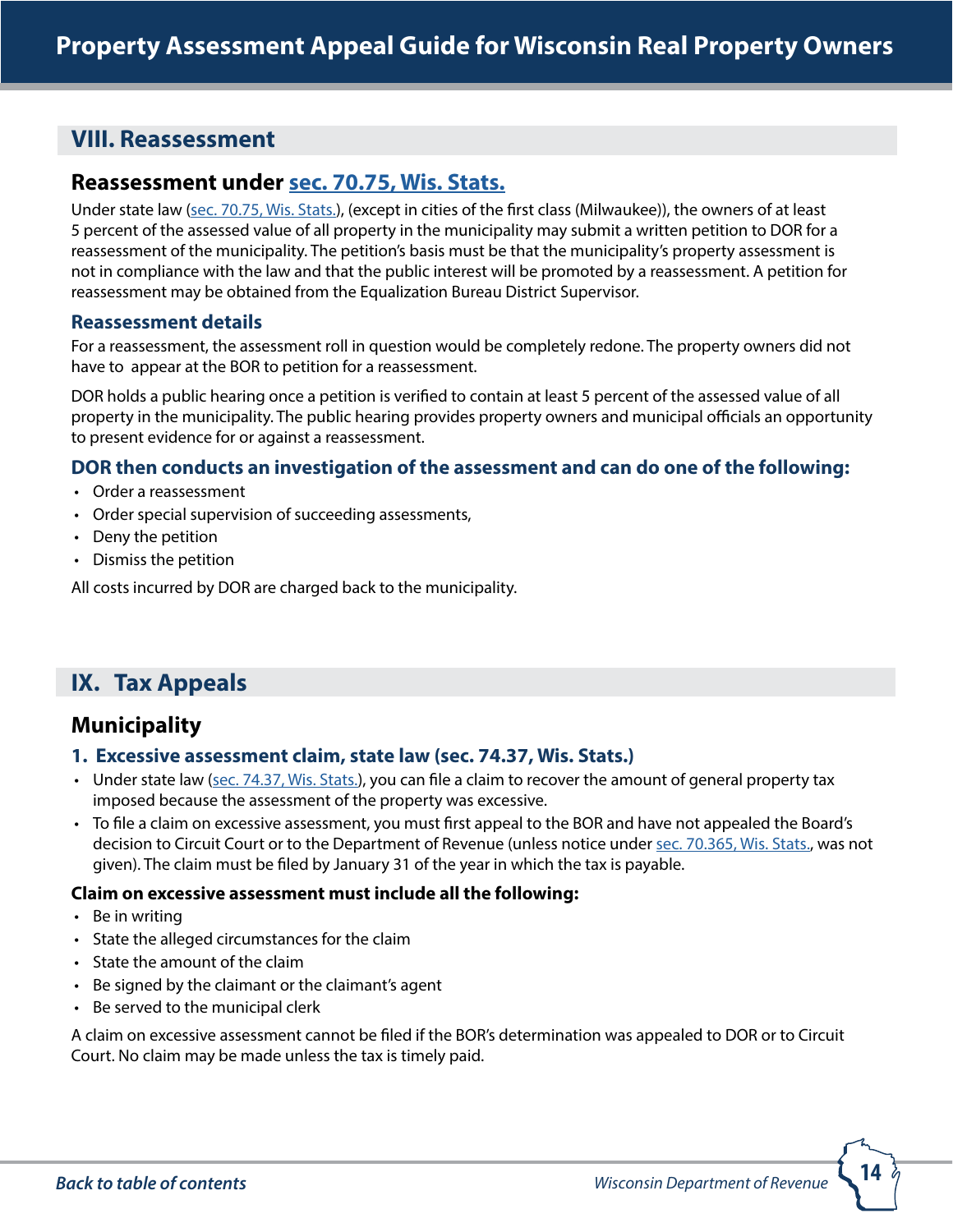## VIII. Reassessment

### Reassessment under sec. 70.75, Wis. Stats.

Under state law (sec. 70.75, Wis. Stats.), (except in cities of the first class (Milwaukee)), the owners of at least 5 percent of the assessed value of all property in the municipality may submit a written petition to DOR for a reassessment of the municipality. The petition's basis must be that the municipality's property assessment is not in compliance with the law and that the public interest will be promoted by a reassessment. A petition for reassessment may be obtained from the Equalization Bureau District Supervisor.

#### Reassessment details

For a reassessment, the assessment roll in question would be completely redone. The property owners did not have to appear at the BOR to petition for a reassessment.

DOR holds a public hearing once a petition is verified to contain at least 5 percent of the assessed value of all property in the municipality. The public hearing provides property owners and municipal officials an opportunity to present evidence for or against a reassessment.

#### DOR then conducts an investigation of the assessment and can do one of the following:

- Order a reassessment
- Order special supervision of succeeding assessments,
- Deny the petition
- Dismiss the petition

All costs incurred by DOR are charged back to the municipality.

## IX. Tax Appeals

### Municipality

#### 1. Excessive assessment claim, state law (sec. 74.37, Wis. Stats.)

- Under state law (sec. 74.37, Wis. Stats.), you can file a claim to recover the amount of general property tax imposed because the assessment of the property was excessive.
- To file a claim on excessive assessment, you must first appeal to the BOR and have not appealed the Board's decision to Circuit Court or to the Department of Revenue (unless notice under sec. 70.365, Wis. Stats., was not given). The claim must be filed by January 31 of the year in which the tax is payable.

**Claim on excessive assessment must include all the following:**

- Be in writing
- State the alleged circumstances for the claim
- State the amount of the claim
- Be signed by the claimant or the claimant's agent
- Be served to the municipal clerk

A claim on excessive assessment cannot be filed if the BOR's determination was appealed to DOR or to Circuit Court. No claim may be made unless the tax is timely paid.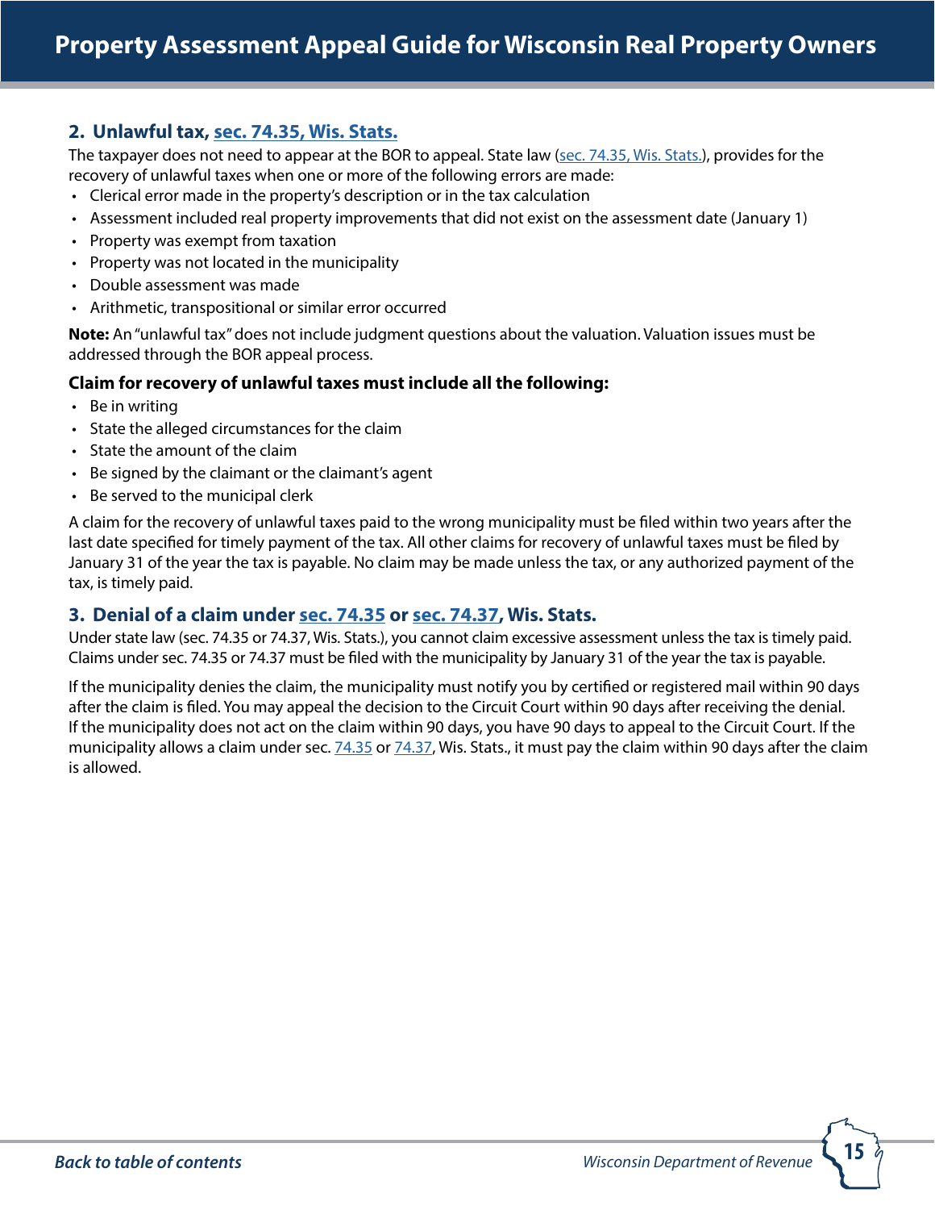## 2. Unlawful tax, sec. 74.35, Wis. Stats.

The taxpayer does not need to appear at the BOR to appeal. State law (sec. 74.35, Wis. Stats.), provides for the recovery of unlawful taxes when one or more of the following errors are made:

- Clerical error made in the property's description or in the tax calculation
- Assessment included real property improvements that did not exist on the assessment date (January 1)
- Property was exempt from taxation
- Property was not located in the municipality
- Double assessment was made
- Arithmetic, transpositional or similar error occurred

**Note:** An "unlawful tax" does not include judgment questions about the valuation. Valuation issues must be addressed through the BOR appeal process.

### Claim for recovery of unlawful taxes must include all the following:

- Be in writing
- State the alleged circumstances for the claim
- State the amount of the claim
- Be signed by the claimant or the claimant's agent
- Be served to the municipal clerk

A claim for the recovery of unlawful taxes paid to the wrong municipality must be filed within two years after the last date specified for timely payment of the tax. All other claims for recovery of unlawful taxes must be filed by January 31 of the year the tax is payable. No claim may be made unless the tax, or any authorized payment of the tax, is timely paid.

## 3. Denial of a claim under sec. 74.35 or sec. 74.37, Wis. Stats.

Under state law (sec. 74.35 or 74.37, Wis. Stats.), you cannot claim excessive assessment unless the tax is timely paid. Claims under sec. 74.35 or 74.37 must be filed with the municipality by January 31 of the year the tax is payable.

If the municipality denies the claim, the municipality must notify you by certified or registered mail within 90 days after the claim is filed. You may appeal the decision to the Circuit Court within 90 days after receiving the denial. If the municipality does not act on the claim within 90 days, you have 90 days to appeal to the Circuit Court. If the municipality allows a claim under sec. 74.35 or 74.37, Wis. Stats., it must pay the claim within 90 days after the claim is allowed.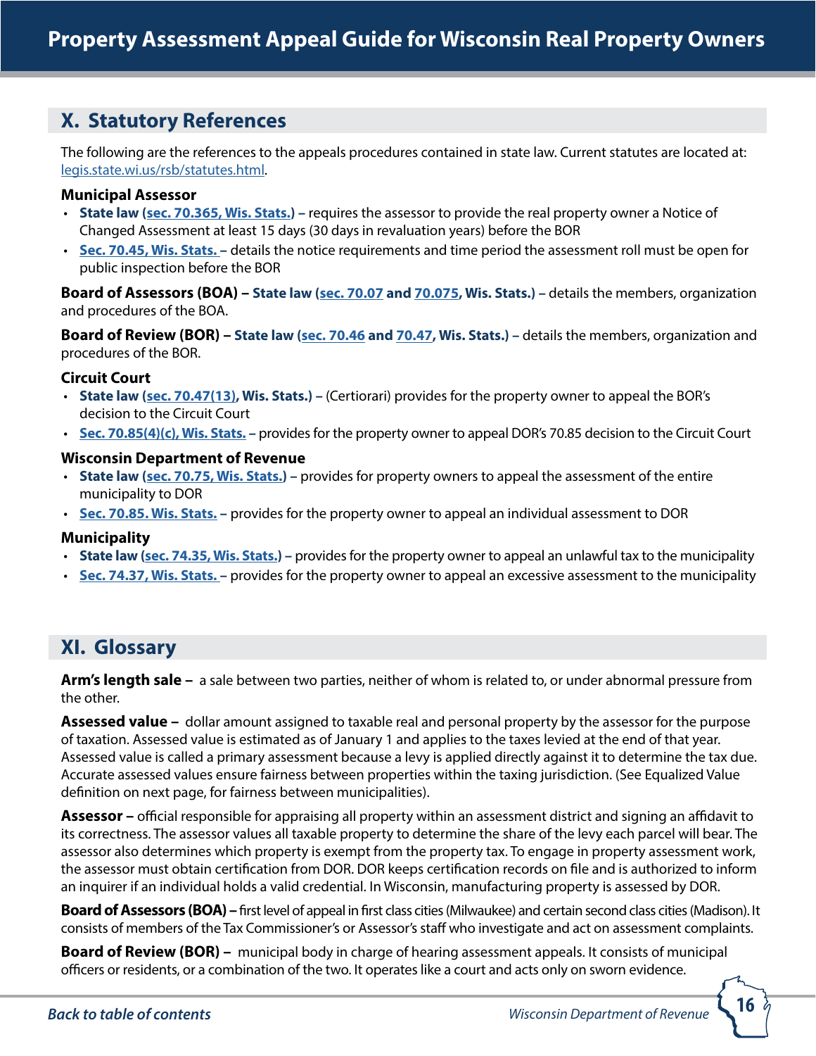## X. Statutory References

The following are the references to the appeals procedures contained in state law. Current statutes are located at: [legis.state.wi.us/rsb/statutes.html](legis.state.wi.us/rsb/statutes.html).

### Municipal Assessor

- **State law (sec. 70.365, Wis. Stats.) –** requires the assessor to provide the real property owner a Notice of Changed Assessment at least 15 days (30 days in revaluation years) before the BOR
- **Sec. 70.45, Wis. Stats. –** details the notice requirements and time period the assessment roll must be open for public inspection before the BOR

**Board of Assessors (BOA) – State law (sec. 70.07 and 70.075, Wis. Stats.) –** details the members, organization and procedures of the BOA.

**Board of Review (BOR) – State law (sec. 70.46 and 70.47, Wis. Stats.) –** details the members, organization and procedures of the BOR.

### Circuit Court

- **State law (sec. 70.47(13), Wis. Stats.) –** (Certiorari) provides for the property owner to appeal the BOR's decision to the Circuit Court
- **Sec. 70.85(4)(c), Wis. Stats. –** provides for the property owner to appeal DOR's 70.85 decision to the Circuit Court

### Wisconsin Department of Revenue

- **State law (sec. 70.75, Wis. Stats.) –** provides for property owners to appeal the assessment of the entire municipality to DOR
- **Sec. 70.85. Wis. Stats. –** provides for the property owner to appeal an individual assessment to DOR

### Municipality

- **State law (sec. 74.35, Wis. Stats.) –** provides for the property owner to appeal an unlawful tax to the municipality
- **Sec. 74.37, Wis. Stats. –** provides for the property owner to appeal an excessive assessment to the municipality

## XI. Glossary

**Arm's length sale –** a sale between two parties, neither of whom is related to, or under abnormal pressure from the other.

**Assessed value –** dollar amount assigned to taxable real and personal property by the assessor for the purpose of taxation. Assessed value is estimated as of January 1 and applies to the taxes levied at the end of that year. Assessed value is called a primary assessment because a levy is applied directly against it to determine the tax due. Accurate assessed values ensure fairness between properties within the taxing jurisdiction. (See Equalized Value definition on next page, for fairness between municipalities).

**Assessor –** official responsible for appraising all property within an assessment district and signing an affidavit to its correctness. The assessor values all taxable property to determine the share of the levy each parcel will bear. The assessor also determines which property is exempt from the property tax. To engage in property assessment work, the assessor must obtain certification from DOR. DOR keeps certification records on file and is authorized to inform an inquirer if an individual holds a valid credential. In Wisconsin, manufacturing property is assessed by DOR.

**Board of Assessors (BOA) –** first level of appeal in first class cities (Milwaukee) and certain second class cities (Madison). It consists of members of the Tax Commissioner's or Assessor's staff who investigate and act on assessment complaints.

**Board of Review (BOR) –** municipal body in charge of hearing assessment appeals. It consists of municipal officers or residents, or a combination of the two. It operates like a court and acts only on sworn evidence.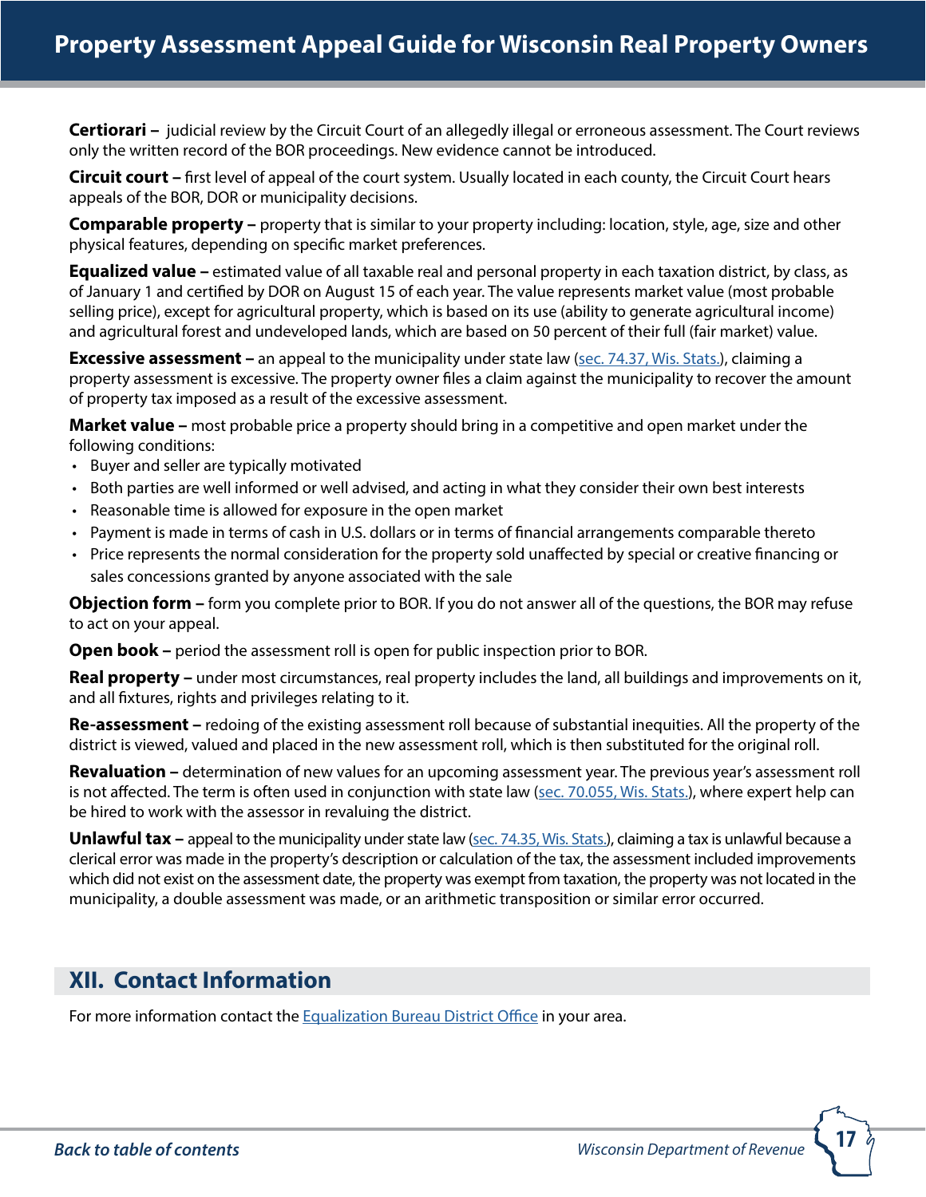**Certiorari –** judicial review by the Circuit Court of an allegedly illegal or erroneous assessment. The Court reviews only the written record of the BOR proceedings. New evidence cannot be introduced.

**Circuit court –** first level of appeal of the court system. Usually located in each county, the Circuit Court hears appeals of the BOR, DOR or municipality decisions.

**Comparable property –** property that is similar to your property including: location, style, age, size and other physical features, depending on specific market preferences.

**Equalized value –** estimated value of all taxable real and personal property in each taxation district, by class, as of January 1 and certified by DOR on August 15 of each year. The value represents market value (most probable selling price), except for agricultural property, which is based on its use (ability to generate agricultural income) and agricultural forest and undeveloped lands, which are based on 50 percent of their full (fair market) value.

**Excessive assessment –** an appeal to the municipality under state law (sec. 74.37, Wis. Stats.), claiming a property assessment is excessive. The property owner files a claim against the municipality to recover the amount of property tax imposed as a result of the excessive assessment.

**Market value –** most probable price a property should bring in a competitive and open market under the following conditions:

- Buyer and seller are typically motivated
- Both parties are well informed or well advised, and acting in what they consider their own best interests
- Reasonable time is allowed for exposure in the open market
- Payment is made in terms of cash in U.S. dollars or in terms of financial arrangements comparable thereto
- Price represents the normal consideration for the property sold unaffected by special or creative financing or sales concessions granted by anyone associated with the sale

**Objection form –** form you complete prior to BOR. If you do not answer all of the questions, the BOR may refuse to act on your appeal.

**Open book –** period the assessment roll is open for public inspection prior to BOR.

**Real property –** under most circumstances, real property includes the land, all buildings and improvements on it, and all fixtures, rights and privileges relating to it.

**Re-assessment –** redoing of the existing assessment roll because of substantial inequities. All the property of the district is viewed, valued and placed in the new assessment roll, which is then substituted for the original roll.

**Revaluation –** determination of new values for an upcoming assessment year. The previous year's assessment roll is not affected. The term is often used in conjunction with state law (sec. 70.055, Wis. Stats.), where expert help can be hired to work with the assessor in revaluing the district.

**Unlawful tax –** appeal to the municipality under state law (sec. 74.35, Wis. Stats.), claiming a tax is unlawful because a clerical error was made in the property's description or calculation of the tax, the assessment included improvements which did not exist on the assessment date, the property was exempt from taxation, the property was not located in the municipality, a double assessment was made, or an arithmetic transposition or similar error occurred.

## XII. Contact Information

For more information contact the Equalization Bureau District Office in your area.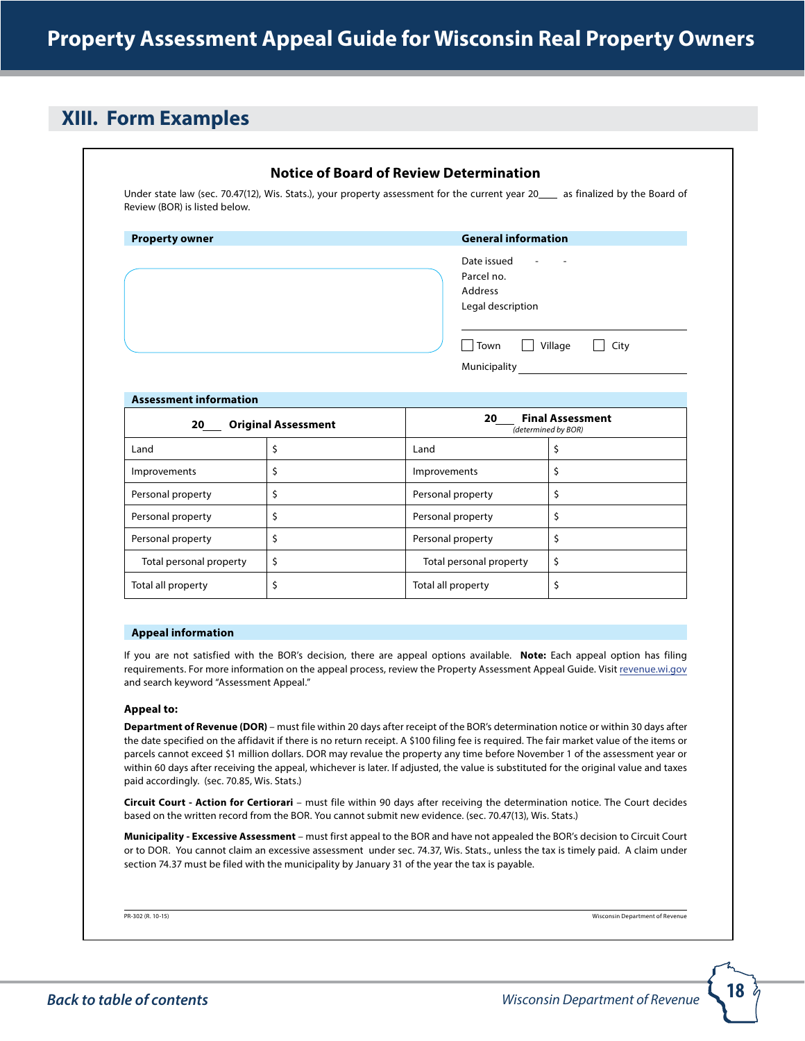## XIII. Form Examples

### Notice of Board of Review Determination

Under state law (sec. 70.47(12), Wis. Stats.), your property assessment for the current year 20\_\_\_\_ as finalized by the Board of Review (BOR) is listed below.

**Property owner**

**General information**

Date issued - -

Parcel no.

Address

Legal description

☐ Town ☐ Village ☐ City

Municipality \_\_\_\_\_\_\_\_\_\_\_\_\_\_\_\_

**Assessment information**

| 20\_\_\_ Original Assessment | | 20\_\_\_ Final Assessment *(determined by BOR)* | |
|---|---|---|---|
| Land | $ | Land | $ |
| Improvements | $ | Improvements | $ |
| Personal property | $ | Personal property | $ |
| Personal property | $ | Personal property | $ |
| Personal property | $ | Personal property | $ |
| Total personal property | $ | Total personal property | $ |
| Total all property | $ | Total all property | $ |

**Appeal information**

If you are not satisfied with the BOR's decision, there are appeal options available. **Note:** Each appeal option has filing requirements. For more information on the appeal process, review the Property Assessment Appeal Guide. Visit revenue.wi.gov and search keyword "Assessment Appeal."

**Appeal to:**

**Department of Revenue (DOR)** – must file within 20 days after receipt of the BOR's determination notice or within 30 days after the date specified on the affidavit if there is no return receipt. A $100 filing fee is required. The fair market value of the items or parcels cannot exceed $1 million dollars. DOR may revalue the property any time before November 1 of the assessment year or within 60 days after receiving the appeal, whichever is later. If adjusted, the value is substituted for the original value and taxes paid accordingly. (sec. 70.85, Wis. Stats.)

**Circuit Court - Action for Certiorari** – must file within 90 days after receiving the determination notice. The Court decides based on the written record from the BOR. You cannot submit new evidence. (sec. 70.47(13), Wis. Stats.)

**Municipality - Excessive Assessment** – must first appeal to the BOR and have not appealed the BOR's decision to Circuit Court or to DOR. You cannot claim an excessive assessment under sec. 74.37, Wis. Stats., unless the tax is timely paid. A claim under section 74.37 must be filed with the municipality by January 31 of the year the tax is payable.

PR-302 (R. 10-15) Wisconsin Department of Revenue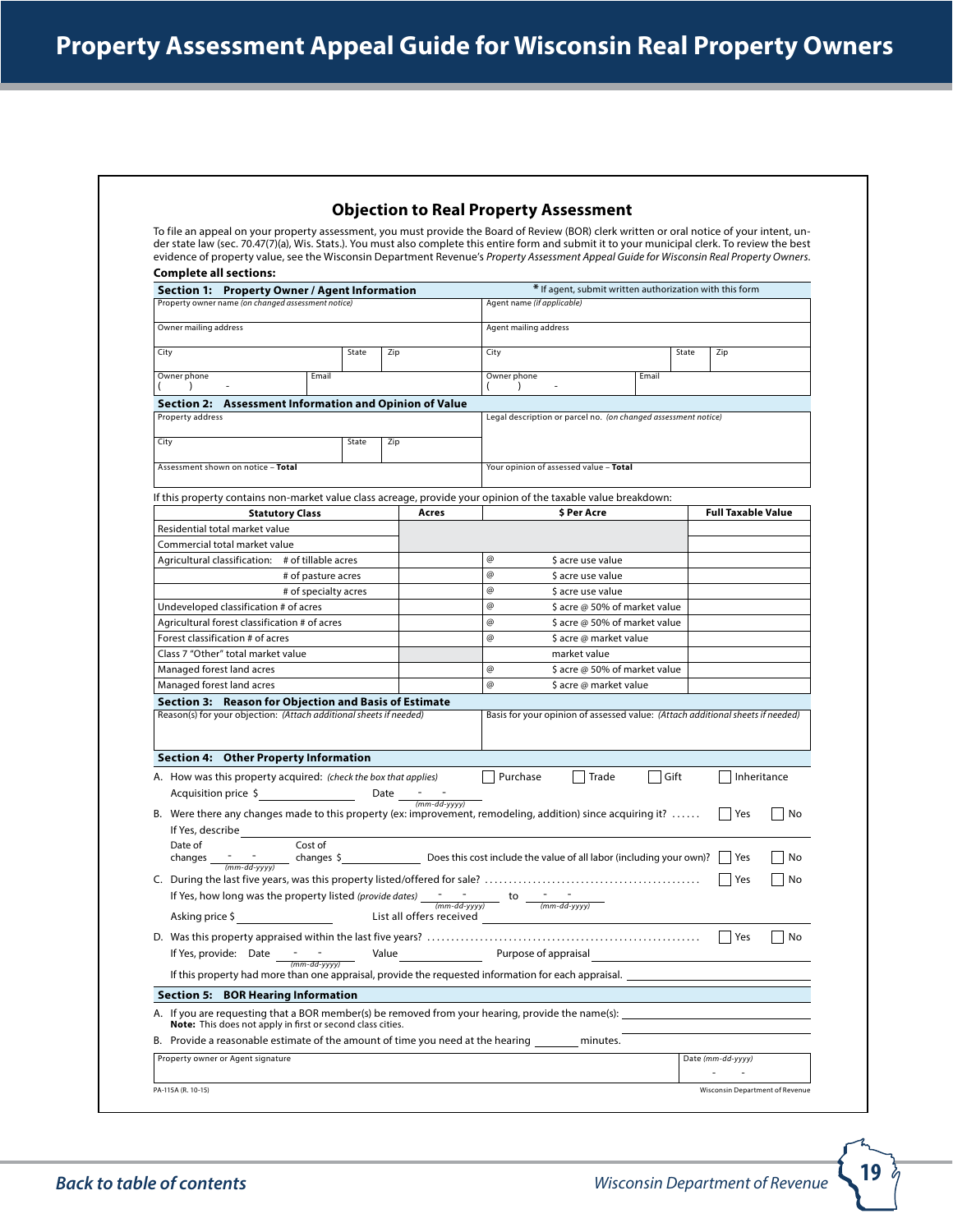## Objection to Real Property Assessment

To file an appeal on your property assessment, you must provide the Board of Review (BOR) clerk written or oral notice of your intent, under state law (sec. 70.47(7)(a), Wis. Stats.). You must also complete this entire form and submit it to your municipal clerk. To review the best evidence of property value, see the Wisconsin Department Revenue's *Property Assessment Appeal Guide for Wisconsin Real Property Owners.*

**Complete all sections:**

### Section 1: Property Owner / Agent Information

\* If agent, submit written authorization with this form

| | |
|---|---|
| Property owner name *(on changed assessment notice)* | Agent name *(if applicable)* |
| Owner mailing address | Agent mailing address |
| City / State / Zip | City / State / Zip |
| Owner phone ( ) - / Email | Owner phone ( ) - / Email |

### Section 2: Assessment Information and Opinion of Value

| | |
|---|---|
| Property address | Legal description or parcel no. *(on changed assessment notice)* |
| City / State / Zip | |
| Assessment shown on notice – **Total** | Your opinion of assessed value – **Total** |

If this property contains non-market value class acreage, provide your opinion of the taxable value breakdown:

| Statutory Class | Acres | $ Per Acre | Full Taxable Value |
|---|---|---|---|
| Residential total market value | | | |
| Commercial total market value | | | |
| Agricultural classification: # of tillable acres | | @ $ acre use value | |
| # of pasture acres | | @ $ acre use value | |
| # of specialty acres | | @ $ acre use value | |
| Undeveloped classification # of acres | | @ $ acre @ 50% of market value | |
| Agricultural forest classification # of acres | | @ $ acre @ 50% of market value | |
| Forest classification # of acres | | @ $ acre @ market value | |
| Class 7 "Other" total market value | | market value | |
| Managed forest land acres | | @ $ acre @ 50% of market value | |
| Managed forest land acres | | @ $ acre @ market value | |

### Section 3: Reason for Objection and Basis of Estimate

| | |
|---|---|
| Reason(s) for your objection: *(Attach additional sheets if needed)* | Basis for your opinion of assessed value: *(Attach additional sheets if needed)* |

### Section 4: Other Property Information

A. How was this property acquired: *(check the box that applies)* ☐ Purchase ☐ Trade ☐ Gift ☐ Inheritance

Acquisition price $ ____________ Date ____-____-____ *(mm-dd-yyyy)*

B. Were there any changes made to this property (ex: improvement, remodeling, addition) since acquiring it? ...... ☐ Yes ☐ No

If Yes, describe ____________

Date of changes ____-____-____ *(mm-dd-yyyy)* Cost of changes $ ____________ Does this cost include the value of all labor (including your own)? ☐ Yes ☐ No

C. During the last five years, was this property listed/offered for sale? ........ ☐ Yes ☐ No

If Yes, how long was the property listed *(provide dates)* ____-____-____ *(mm-dd-yyyy)* to ____-____-____ *(mm-dd-yyyy)*

Asking price $ ____________ List all offers received ____________

D. Was this property appraised within the last five years? ........ ☐ Yes ☐ No

If Yes, provide: Date ____-____-____ *(mm-dd-yyyy)* Value ____________ Purpose of appraisal ____________

If this property had more than one appraisal, provide the requested information for each appraisal. ____________

### Section 5: BOR Hearing Information

A. If you are requesting that a BOR member(s) be removed from your hearing, provide the name(s): ____________
**Note:** This does not apply in first or second class cities.

B. Provide a reasonable estimate of the amount of time you need at the hearing ______ minutes.

| | |
|---|---|
| Property owner or Agent signature | Date *(mm-dd-yyyy)* - - |

PA-115A (R. 10-15) Wisconsin Department of Revenue

Back to table of contents